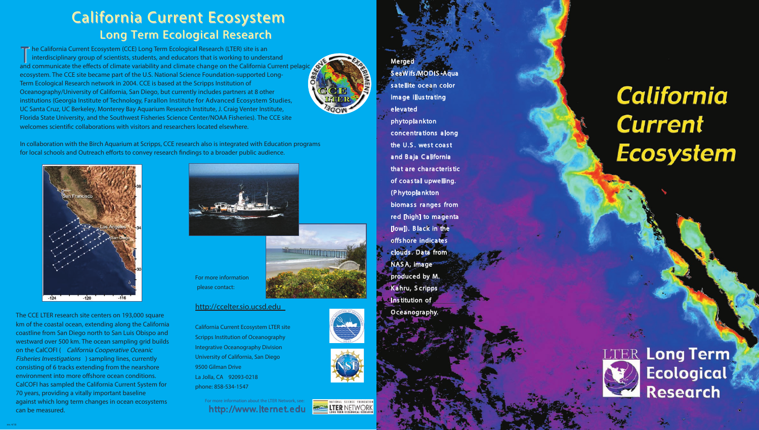# California Current Ecosystem

## Long Term Ecological Research

The California Current Ecosystem (CCE) Long Term Ecological Research (LTER) site is an interdisciplinary group of scientists, students, and educators that is working to understand and communicate the effects of climate variability and climate change on the California Current pelagic ecosystem. The CCE site became part of the U.S. National Science Foundation-supported Long-Term Ecological Research network in 2004. CCE is based at the Scripps Institution of Oceanography/University of California, San Diego, but currently includes partners at 8 other institutions (Georgia Institute of Technology, Farallon Institute for Advanced Ecosystem Studies, UC Santa Cruz, UC Berkeley, Monterey Bay Aquarium Research Institute, J. Craig Venter Institute, Florida State University, and the Southwest Fisheries Science Center/NOAA Fisheries). The CCE site welcomes scientific collaborations with visitors and researchers located elsewhere.

In collaboration with the Birch Aquarium at Scripps, CCE research also is integrated with Education programs for local schools and Outreach efforts to convey research findings to a broader public audience.

The CCE LTER research site centers on 193,000 square km of the coastal ocean, extending along the California coastline from San Diego north to San Luis Obispo and westward over 500 km. The ocean sampling grid builds on the CalCOFI (*California Cooperative Oceanic Fisheries Investigations*) sampling lines, currently consisting of 6 tracks extending from the nearshore environment into more offshore ocean conditions. CalCOFI has sampled the California Current System for 70 years, providing a vitally important baseline against which long term changes in ocean ecosystems can be measured.

For more information please contact:

http://ccelter.sio.ucsd.edu

California Current Ecosystem LTER site
Scripps Institution of Oceanography
Integrative Oceanography Division
University of California, San Diego
9500 Gilman Drive
La Jolla, CA 92093-0218
phone: 858-534-1547

For more information about the LTER Network, see:
http://www.lternet.edu

Merged SeaWifs/MODIS-Aqua satellite ocean color image illustrating elevated phytoplankton concentrations along the U.S. west coast and Baja California that are characteristic of coastal upwelling. (Phytoplankton biomass ranges from red [high] to magenta [low]). Black in the offshore indicates clouds. Data from NASA, image produced by M. Kahru, Scripps Institution of Oceanography.

# California Current Ecosystem

## LTER Long Term Ecological Research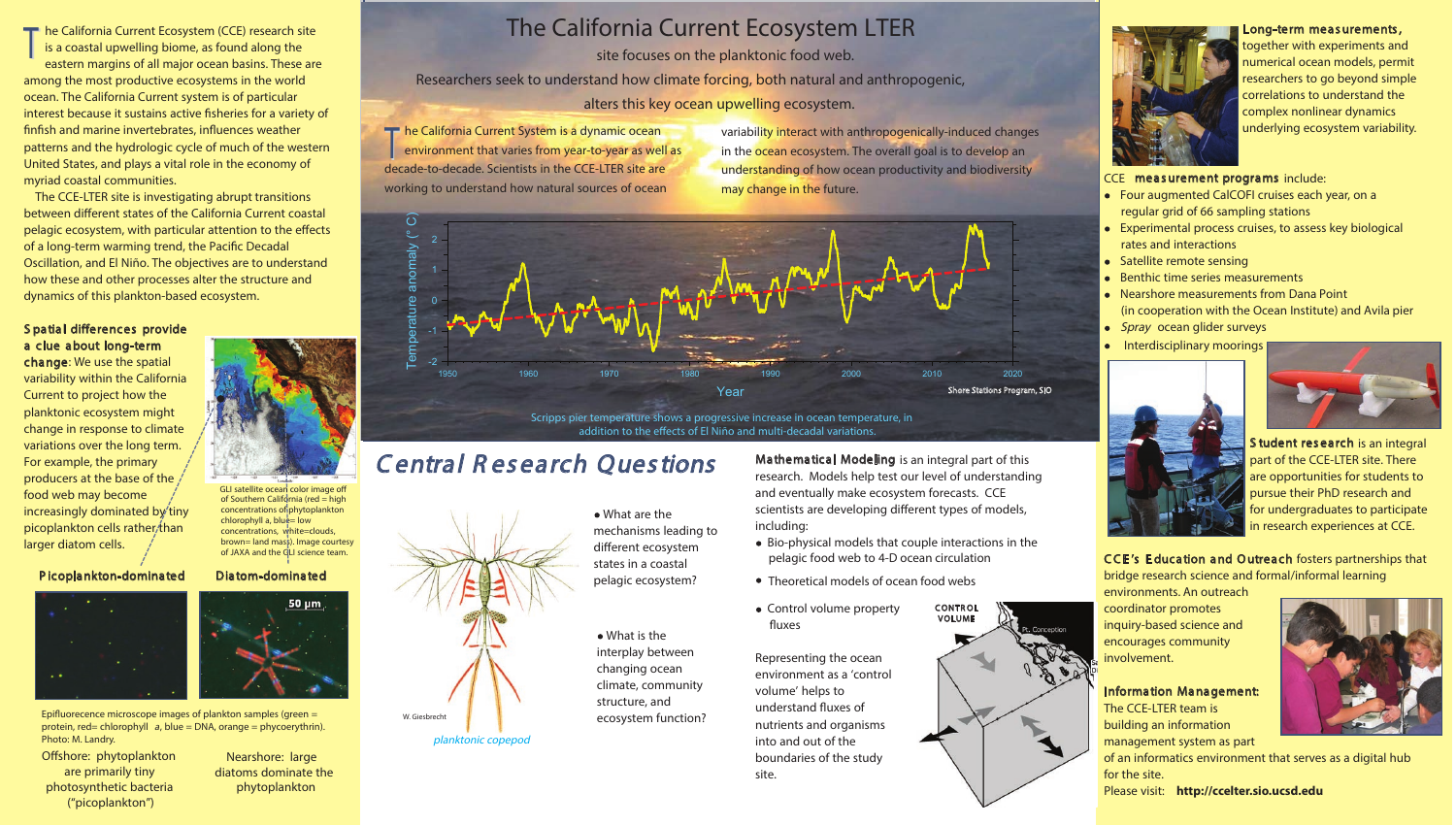The California Current Ecosystem (CCE) research site is a coastal upwelling biome, as found along the eastern margins of all major ocean basins. These are among the most productive ecosystems in the world ocean. The California Current system is of particular interest because it sustains active fisheries for a variety of finfish and marine invertebrates, influences weather patterns and the hydrologic cycle of much of the western United States, and plays a vital role in the economy of myriad coastal communities.

The CCE-LTER site is investigating abrupt transitions between different states of the California Current coastal pelagic ecosystem, with particular attention to the effects of a long-term warming trend, the Pacific Decadal Oscillation, and El Niño. The objectives are to understand how these and other processes alter the structure and dynamics of this plankton-based ecosystem.

**Spatial differences provide a clue about long-term change**: We use the spatial variability within the California Current to project how the planktonic ecosystem might change in response to climate variations over the long term. For example, the primary producers at the base of the food web may become increasingly dominated by tiny picoplankton cells rather than larger diatom cells.

GLI satellite ocean color image off of Southern California (red = high concentrations of phytoplankton chlorophyll a, blue = low concentrations, white=clouds, brown= land mass). Image courtesy of JAXA and the GLI science team.

**Picoplankton-dominated** | **Diatom-dominated**

50 µm

Epifluorescence microscope images of plankton samples (green = protein, red= chlorophyll a, blue = DNA, orange = phycoerythrin). Photo: M. Landry.

Offshore: phytoplankton are primarily tiny photosynthetic bacteria ("picoplankton")

Nearshore: large diatoms dominate the phytoplankton

# The California Current Ecosystem LTER

site focuses on the planktonic food web.

Researchers seek to understand how climate forcing, both natural and anthropogenic, alters this key ocean upwelling ecosystem.

The California Current System is a dynamic ocean environment that varies from year-to-year as well as decade-to-decade. Scientists in the CCE-LTER site are working to understand how natural sources of ocean variability interact with anthropogenically-induced changes in the ocean ecosystem. The overall goal is to develop an understanding of how ocean productivity and biodiversity may change in the future.

Temperature anomaly (° C)
2
1
0
-1
-2
1950 1960 1970 1980 1990 2000 2010 2020
Year
Shore Stations Program, SIO

Scripps pier temperature shows a progressive increase in ocean temperature, in addition to the effects of El Niño and multi-decadal variations.

## Central Research Questions

- What are the mechanisms leading to different ecosystem states in a coastal pelagic ecosystem?
- What is the interplay between changing ocean climate, community structure, and ecosystem function?

W. Giesbrecht

*planktonic copepod*

**Mathematical Modeling** is an integral part of this research. Models help test our level of understanding and eventually make ecosystem forecasts. CCE scientists are developing different types of models, including:

- Bio-physical models that couple interactions in the pelagic food web to 4-D ocean circulation
- Theoretical models of ocean food webs
- Control volume property fluxes

Representing the ocean environment as a 'control volume' helps to understand fluxes of nutrients and organisms into and out of the boundaries of the study site.

CONTROL VOLUME
Pt. Conception

**Long-term measurements,** together with experiments and numerical ocean models, permit researchers to go beyond simple correlations to understand the complex nonlinear dynamics underlying ecosystem variability.

CCE **measurement programs** include:

- Four augmented CalCOFI cruises each year, on a regular grid of 66 sampling stations
- Experimental process cruises, to assess key biological rates and interactions
- Satellite remote sensing
- Benthic time series measurements
- Nearshore measurements from Dana Point (in cooperation with the Ocean Institute) and Avila pier
- *Spray* ocean glider surveys
- Interdisciplinary moorings

**Student research** is an integral part of the CCE-LTER site. There are opportunities for students to pursue their PhD research and for undergraduates to participate in research experiences at CCE.

**CCE's Education and Outreach** fosters partnerships that bridge research science and formal/informal learning environments. An outreach coordinator promotes inquiry-based science and encourages community involvement.

**Information Management:** The CCE-LTER team is building an information management system as part of an informatics environment that serves as a digital hub for the site.

Please visit: **http://ccelter.sio.ucsd.edu**